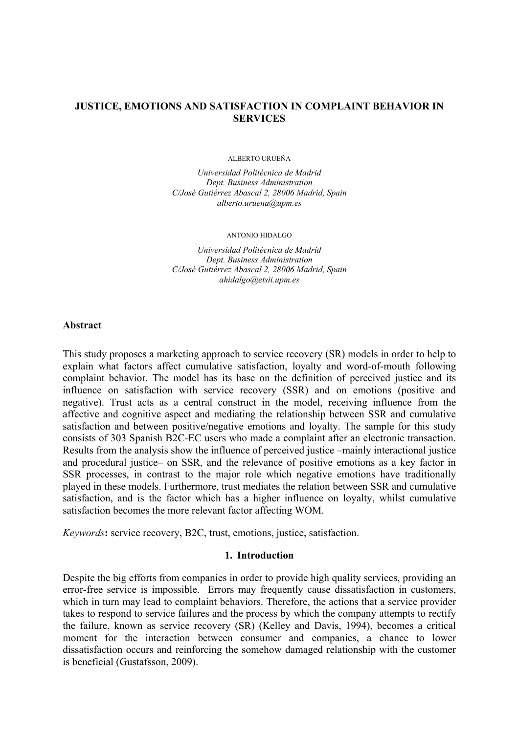# JUSTICE, EMOTIONS AND SATISFACTION IN COMPLAINT BEHAVIOR IN SERVICES

ALBERTO URUEÑA

*Universidad Politécnica de Madrid*
*Dept. Business Administration*
*C/José Gutiérrez Abascal 2, 28006 Madrid, Spain*
*alberto.uruena@upm.es*

ANTONIO HIDALGO

*Universidad Politécnica de Madrid*
*Dept. Business Administration*
*C/José Gutiérrez Abascal 2, 28006 Madrid, Spain*
*ahidalgo@etsii.upm.es*

## Abstract

This study proposes a marketing approach to service recovery (SR) models in order to help to explain what factors affect cumulative satisfaction, loyalty and word-of-mouth following complaint behavior. The model has its base on the definition of perceived justice and its influence on satisfaction with service recovery (SSR) and on emotions (positive and negative). Trust acts as a central construct in the model, receiving influence from the affective and cognitive aspect and mediating the relationship between SSR and cumulative satisfaction and between positive/negative emotions and loyalty. The sample for this study consists of 303 Spanish B2C-EC users who made a complaint after an electronic transaction. Results from the analysis show the influence of perceived justice –mainly interactional justice and procedural justice– on SSR, and the relevance of positive emotions as a key factor in SSR processes, in contrast to the major role which negative emotions have traditionally played in these models. Furthermore, trust mediates the relation between SSR and cumulative satisfaction, and is the factor which has a higher influence on loyalty, whilst cumulative satisfaction becomes the more relevant factor affecting WOM.

*Keywords*: service recovery, B2C, trust, emotions, justice, satisfaction.

## 1. Introduction

Despite the big efforts from companies in order to provide high quality services, providing an error-free service is impossible. Errors may frequently cause dissatisfaction in customers, which in turn may lead to complaint behaviors. Therefore, the actions that a service provider takes to respond to service failures and the process by which the company attempts to rectify the failure, known as service recovery (SR) (Kelley and Davis, 1994), becomes a critical moment for the interaction between consumer and companies, a chance to lower dissatisfaction occurs and reinforcing the somehow damaged relationship with the customer is beneficial (Gustafsson, 2009).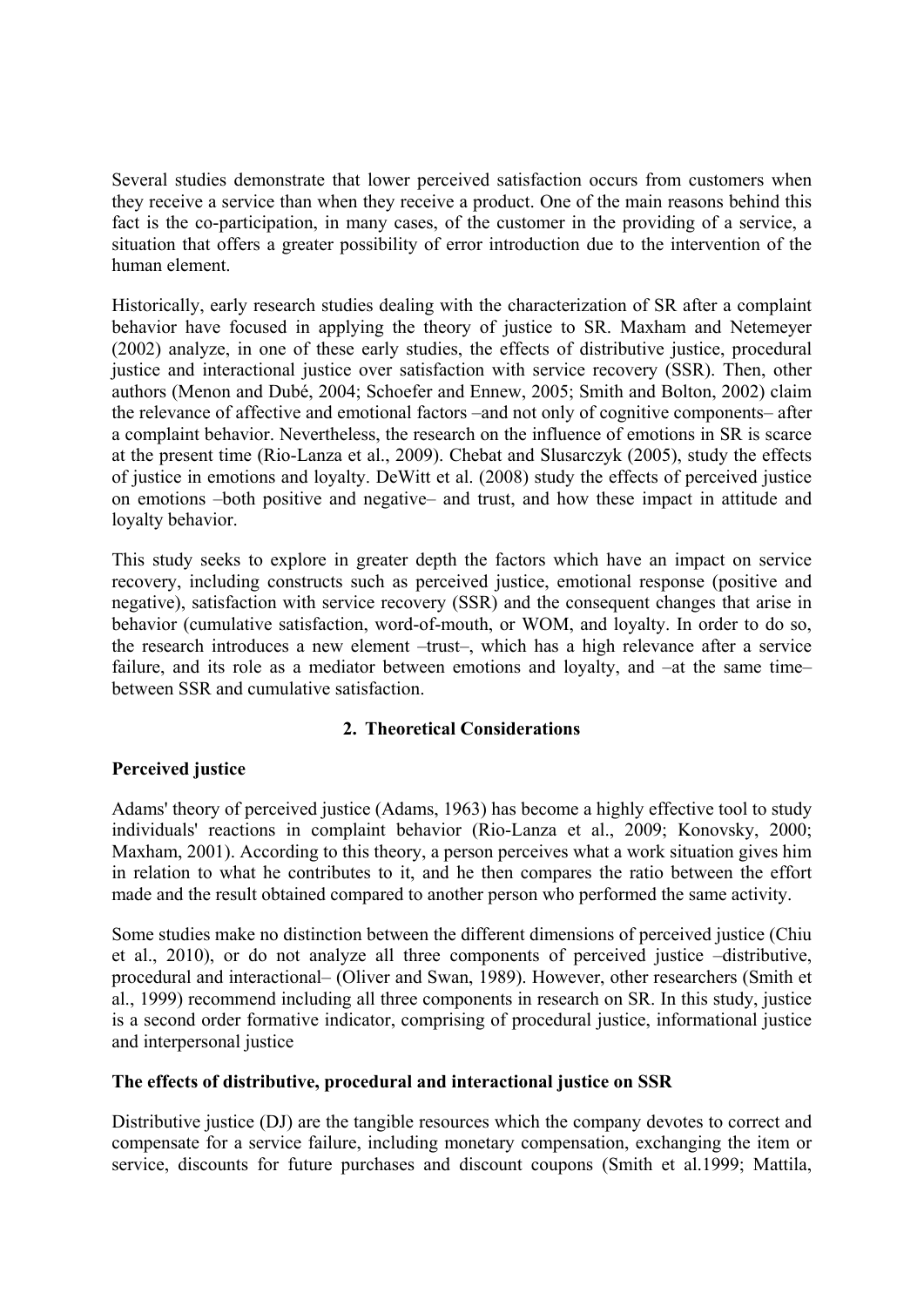Several studies demonstrate that lower perceived satisfaction occurs from customers when they receive a service than when they receive a product. One of the main reasons behind this fact is the co-participation, in many cases, of the customer in the providing of a service, a situation that offers a greater possibility of error introduction due to the intervention of the human element.

Historically, early research studies dealing with the characterization of SR after a complaint behavior have focused in applying the theory of justice to SR. Maxham and Netemeyer (2002) analyze, in one of these early studies, the effects of distributive justice, procedural justice and interactional justice over satisfaction with service recovery (SSR). Then, other authors (Menon and Dubé, 2004; Schoefer and Ennew, 2005; Smith and Bolton, 2002) claim the relevance of affective and emotional factors –and not only of cognitive components– after a complaint behavior. Nevertheless, the research on the influence of emotions in SR is scarce at the present time (Rio-Lanza et al., 2009). Chebat and Slusarczyk (2005), study the effects of justice in emotions and loyalty. DeWitt et al. (2008) study the effects of perceived justice on emotions –both positive and negative– and trust, and how these impact in attitude and loyalty behavior.

This study seeks to explore in greater depth the factors which have an impact on service recovery, including constructs such as perceived justice, emotional response (positive and negative), satisfaction with service recovery (SSR) and the consequent changes that arise in behavior (cumulative satisfaction, word-of-mouth, or WOM, and loyalty. In order to do so, the research introduces a new element –trust–, which has a high relevance after a service failure, and its role as a mediator between emotions and loyalty, and –at the same time– between SSR and cumulative satisfaction.

## 2. Theoretical Considerations

### Perceived justice

Adams' theory of perceived justice (Adams, 1963) has become a highly effective tool to study individuals' reactions in complaint behavior (Rio-Lanza et al., 2009; Konovsky, 2000; Maxham, 2001). According to this theory, a person perceives what a work situation gives him in relation to what he contributes to it, and he then compares the ratio between the effort made and the result obtained compared to another person who performed the same activity.

Some studies make no distinction between the different dimensions of perceived justice (Chiu et al., 2010), or do not analyze all three components of perceived justice –distributive, procedural and interactional– (Oliver and Swan, 1989). However, other researchers (Smith et al., 1999) recommend including all three components in research on SR. In this study, justice is a second order formative indicator, comprising of procedural justice, informational justice and interpersonal justice

### The effects of distributive, procedural and interactional justice on SSR

Distributive justice (DJ) are the tangible resources which the company devotes to correct and compensate for a service failure, including monetary compensation, exchanging the item or service, discounts for future purchases and discount coupons (Smith et al.1999; Mattila,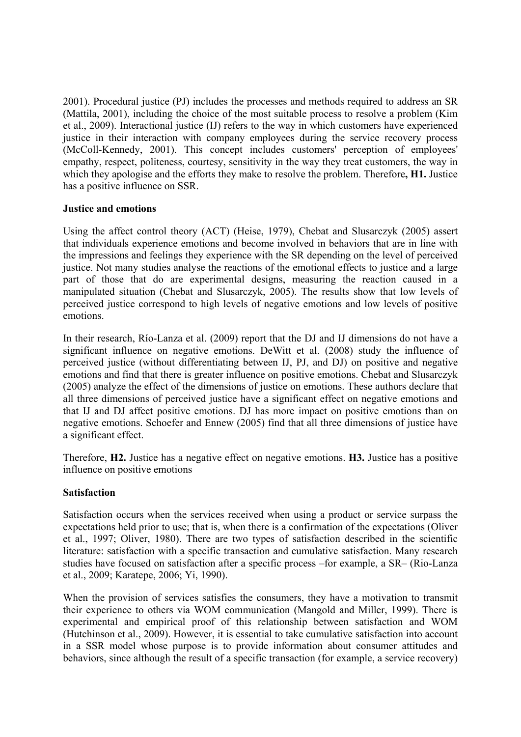2001). Procedural justice (PJ) includes the processes and methods required to address an SR (Mattila, 2001), including the choice of the most suitable process to resolve a problem (Kim et al., 2009). Interactional justice (IJ) refers to the way in which customers have experienced justice in their interaction with company employees during the service recovery process (McColl-Kennedy, 2001). This concept includes customers' perception of employees' empathy, respect, politeness, courtesy, sensitivity in the way they treat customers, the way in which they apologise and the efforts they make to resolve the problem. Therefore**, H1.** Justice has a positive influence on SSR.

**Justice and emotions**

Using the affect control theory (ACT) (Heise, 1979), Chebat and Slusarczyk (2005) assert that individuals experience emotions and become involved in behaviors that are in line with the impressions and feelings they experience with the SR depending on the level of perceived justice. Not many studies analyse the reactions of the emotional effects to justice and a large part of those that do are experimental designs, measuring the reaction caused in a manipulated situation (Chebat and Slusarczyk, 2005). The results show that low levels of perceived justice correspond to high levels of negative emotions and low levels of positive emotions.

In their research, Río-Lanza et al. (2009) report that the DJ and IJ dimensions do not have a significant influence on negative emotions. DeWitt et al. (2008) study the influence of perceived justice (without differentiating between IJ, PJ, and DJ) on positive and negative emotions and find that there is greater influence on positive emotions. Chebat and Slusarczyk (2005) analyze the effect of the dimensions of justice on emotions. These authors declare that all three dimensions of perceived justice have a significant effect on negative emotions and that IJ and DJ affect positive emotions. DJ has more impact on positive emotions than on negative emotions. Schoefer and Ennew (2005) find that all three dimensions of justice have a significant effect.

Therefore, **H2.** Justice has a negative effect on negative emotions. **H3.** Justice has a positive influence on positive emotions

**Satisfaction**

Satisfaction occurs when the services received when using a product or service surpass the expectations held prior to use; that is, when there is a confirmation of the expectations (Oliver et al., 1997; Oliver, 1980). There are two types of satisfaction described in the scientific literature: satisfaction with a specific transaction and cumulative satisfaction. Many research studies have focused on satisfaction after a specific process –for example, a SR– (Rio-Lanza et al., 2009; Karatepe, 2006; Yi, 1990).

When the provision of services satisfies the consumers, they have a motivation to transmit their experience to others via WOM communication (Mangold and Miller, 1999). There is experimental and empirical proof of this relationship between satisfaction and WOM (Hutchinson et al., 2009). However, it is essential to take cumulative satisfaction into account in a SSR model whose purpose is to provide information about consumer attitudes and behaviors, since although the result of a specific transaction (for example, a service recovery)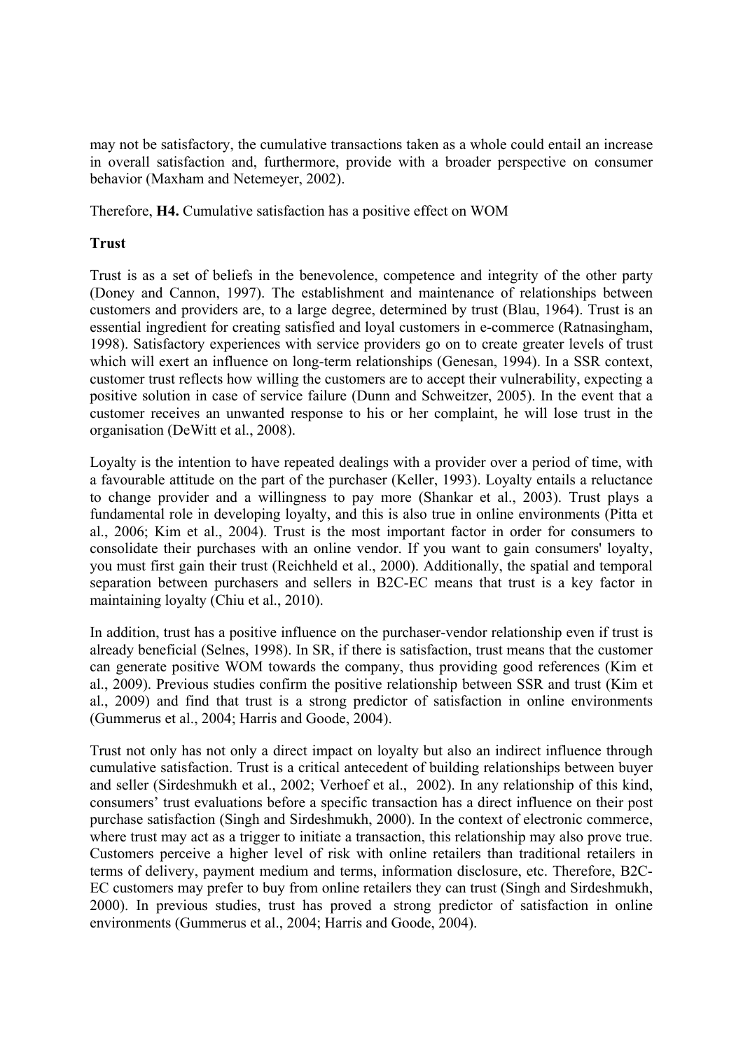may not be satisfactory, the cumulative transactions taken as a whole could entail an increase in overall satisfaction and, furthermore, provide with a broader perspective on consumer behavior (Maxham and Netemeyer, 2002).

Therefore, **H4.** Cumulative satisfaction has a positive effect on WOM

**Trust**

Trust is as a set of beliefs in the benevolence, competence and integrity of the other party (Doney and Cannon, 1997). The establishment and maintenance of relationships between customers and providers are, to a large degree, determined by trust (Blau, 1964). Trust is an essential ingredient for creating satisfied and loyal customers in e-commerce (Ratnasingham, 1998). Satisfactory experiences with service providers go on to create greater levels of trust which will exert an influence on long-term relationships (Genesan, 1994). In a SSR context, customer trust reflects how willing the customers are to accept their vulnerability, expecting a positive solution in case of service failure (Dunn and Schweitzer, 2005). In the event that a customer receives an unwanted response to his or her complaint, he will lose trust in the organisation (DeWitt et al., 2008).

Loyalty is the intention to have repeated dealings with a provider over a period of time, with a favourable attitude on the part of the purchaser (Keller, 1993). Loyalty entails a reluctance to change provider and a willingness to pay more (Shankar et al., 2003). Trust plays a fundamental role in developing loyalty, and this is also true in online environments (Pitta et al., 2006; Kim et al., 2004). Trust is the most important factor in order for consumers to consolidate their purchases with an online vendor. If you want to gain consumers' loyalty, you must first gain their trust (Reichheld et al., 2000). Additionally, the spatial and temporal separation between purchasers and sellers in B2C-EC means that trust is a key factor in maintaining loyalty (Chiu et al., 2010).

In addition, trust has a positive influence on the purchaser-vendor relationship even if trust is already beneficial (Selnes, 1998). In SR, if there is satisfaction, trust means that the customer can generate positive WOM towards the company, thus providing good references (Kim et al., 2009). Previous studies confirm the positive relationship between SSR and trust (Kim et al., 2009) and find that trust is a strong predictor of satisfaction in online environments (Gummerus et al., 2004; Harris and Goode, 2004).

Trust not only has not only a direct impact on loyalty but also an indirect influence through cumulative satisfaction. Trust is a critical antecedent of building relationships between buyer and seller (Sirdeshmukh et al., 2002; Verhoef et al., 2002). In any relationship of this kind, consumers' trust evaluations before a specific transaction has a direct influence on their post purchase satisfaction (Singh and Sirdeshmukh, 2000). In the context of electronic commerce, where trust may act as a trigger to initiate a transaction, this relationship may also prove true. Customers perceive a higher level of risk with online retailers than traditional retailers in terms of delivery, payment medium and terms, information disclosure, etc. Therefore, B2C-EC customers may prefer to buy from online retailers they can trust (Singh and Sirdeshmukh, 2000). In previous studies, trust has proved a strong predictor of satisfaction in online environments (Gummerus et al., 2004; Harris and Goode, 2004).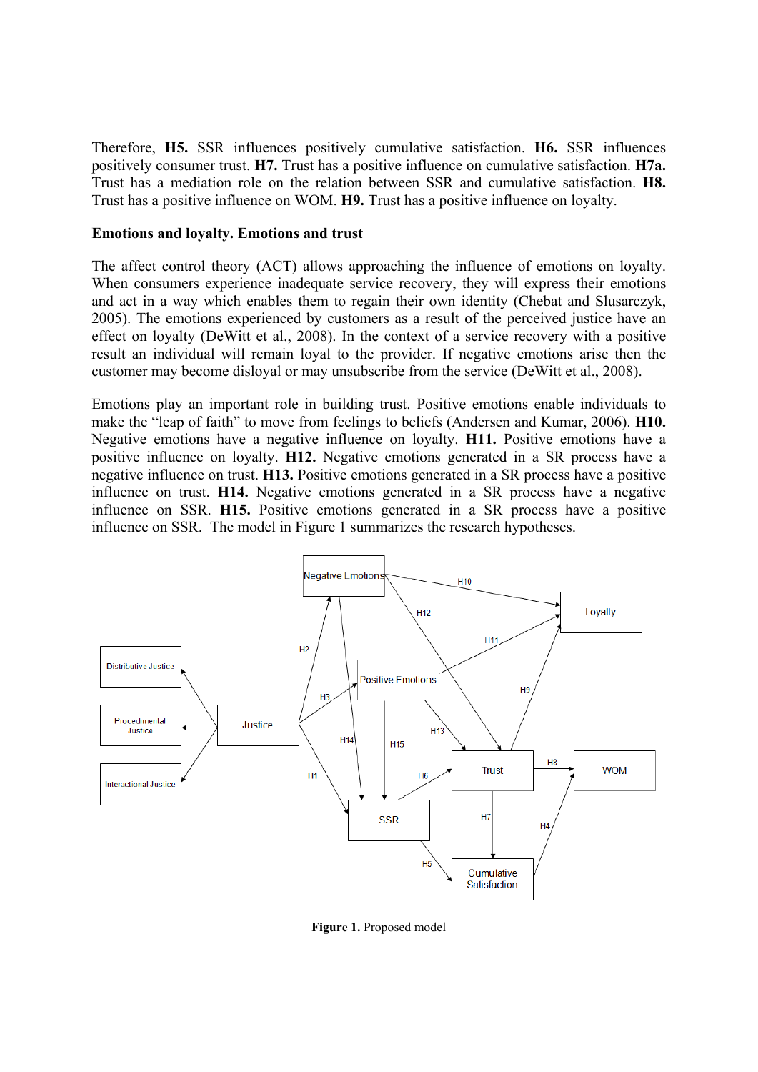Therefore, **H5.** SSR influences positively cumulative satisfaction. **H6.** SSR influences positively consumer trust. **H7.** Trust has a positive influence on cumulative satisfaction. **H7a.** Trust has a mediation role on the relation between SSR and cumulative satisfaction. **H8.** Trust has a positive influence on WOM. **H9.** Trust has a positive influence on loyalty.

**Emotions and loyalty. Emotions and trust**

The affect control theory (ACT) allows approaching the influence of emotions on loyalty. When consumers experience inadequate service recovery, they will express their emotions and act in a way which enables them to regain their own identity (Chebat and Slusarczyk, 2005). The emotions experienced by customers as a result of the perceived justice have an effect on loyalty (DeWitt et al., 2008). In the context of a service recovery with a positive result an individual will remain loyal to the provider. If negative emotions arise then the customer may become disloyal or may unsubscribe from the service (DeWitt et al., 2008).

Emotions play an important role in building trust. Positive emotions enable individuals to make the "leap of faith" to move from feelings to beliefs (Andersen and Kumar, 2006). **H10.** Negative emotions have a negative influence on loyalty. **H11.** Positive emotions have a positive influence on loyalty. **H12.** Negative emotions generated in a SR process have a negative influence on trust. **H13.** Positive emotions generated in a SR process have a positive influence on trust. **H14.** Negative emotions generated in a SR process have a negative influence on SSR. **H15.** Positive emotions generated in a SR process have a positive influence on SSR. The model in Figure 1 summarizes the research hypotheses.

**Figure 1.** Proposed model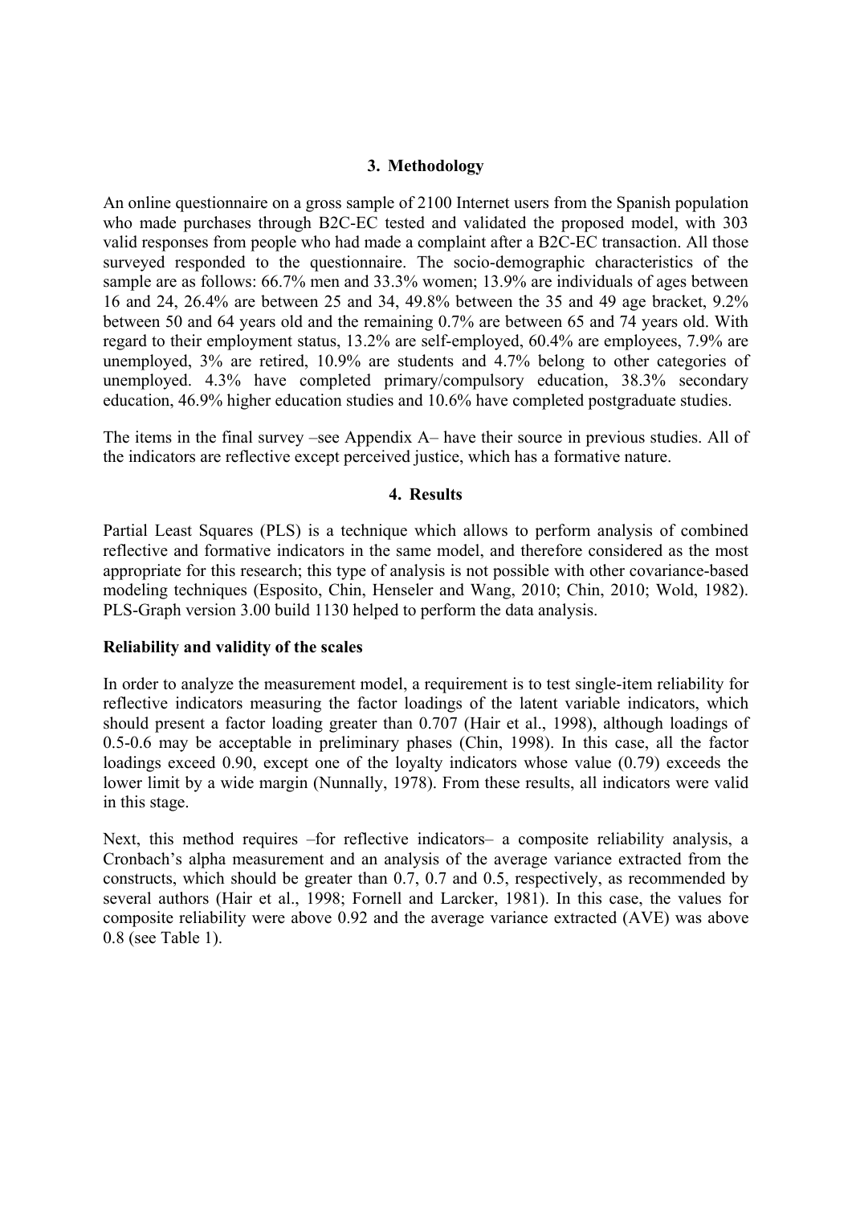## 3. Methodology

An online questionnaire on a gross sample of 2100 Internet users from the Spanish population who made purchases through B2C-EC tested and validated the proposed model, with 303 valid responses from people who had made a complaint after a B2C-EC transaction. All those surveyed responded to the questionnaire. The socio-demographic characteristics of the sample are as follows: 66.7% men and 33.3% women; 13.9% are individuals of ages between 16 and 24, 26.4% are between 25 and 34, 49.8% between the 35 and 49 age bracket, 9.2% between 50 and 64 years old and the remaining 0.7% are between 65 and 74 years old. With regard to their employment status, 13.2% are self-employed, 60.4% are employees, 7.9% are unemployed, 3% are retired, 10.9% are students and 4.7% belong to other categories of unemployed. 4.3% have completed primary/compulsory education, 38.3% secondary education, 46.9% higher education studies and 10.6% have completed postgraduate studies.

The items in the final survey –see Appendix A– have their source in previous studies. All of the indicators are reflective except perceived justice, which has a formative nature.

## 4. Results

Partial Least Squares (PLS) is a technique which allows to perform analysis of combined reflective and formative indicators in the same model, and therefore considered as the most appropriate for this research; this type of analysis is not possible with other covariance-based modeling techniques (Esposito, Chin, Henseler and Wang, 2010; Chin, 2010; Wold, 1982). PLS-Graph version 3.00 build 1130 helped to perform the data analysis.

**Reliability and validity of the scales**

In order to analyze the measurement model, a requirement is to test single-item reliability for reflective indicators measuring the factor loadings of the latent variable indicators, which should present a factor loading greater than 0.707 (Hair et al., 1998), although loadings of 0.5-0.6 may be acceptable in preliminary phases (Chin, 1998). In this case, all the factor loadings exceed 0.90, except one of the loyalty indicators whose value (0.79) exceeds the lower limit by a wide margin (Nunnally, 1978). From these results, all indicators were valid in this stage.

Next, this method requires –for reflective indicators– a composite reliability analysis, a Cronbach's alpha measurement and an analysis of the average variance extracted from the constructs, which should be greater than 0.7, 0.7 and 0.5, respectively, as recommended by several authors (Hair et al., 1998; Fornell and Larcker, 1981). In this case, the values for composite reliability were above 0.92 and the average variance extracted (AVE) was above 0.8 (see Table 1).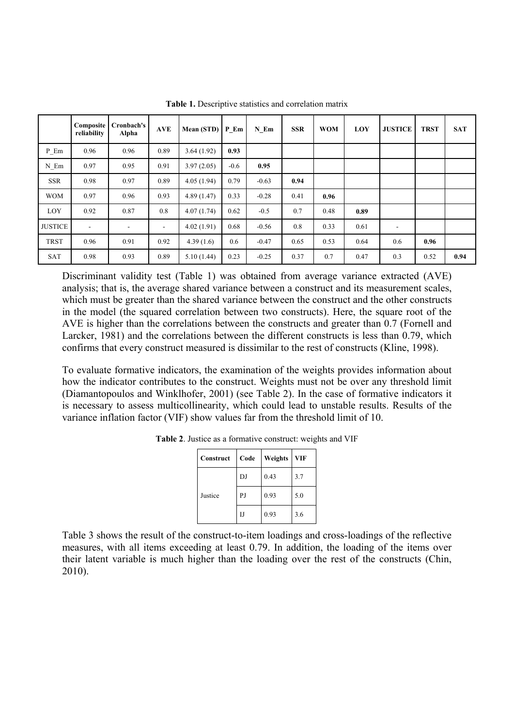**Table 1.** Descriptive statistics and correlation matrix

| | Composite reliability | Cronbach's Alpha | AVE | Mean (STD) | P_Em | N_Em | SSR | WOM | LOY | JUSTICE | TRST | SAT |
|---|---|---|---|---|---|---|---|---|---|---|---|---|
| P_Em | 0.96 | 0.96 | 0.89 | 3.64 (1.92) | **0.93** | | | | | | | |
| N_Em | 0.97 | 0.95 | 0.91 | 3.97 (2.05) | -0.6 | **0.95** | | | | | | |
| SSR | 0.98 | 0.97 | 0.89 | 4.05 (1.94) | 0.79 | -0.63 | **0.94** | | | | | |
| WOM | 0.97 | 0.96 | 0.93 | 4.89 (1.47) | 0.33 | -0.28 | 0.41 | **0.96** | | | | |
| LOY | 0.92 | 0.87 | 0.8 | 4.07 (1.74) | 0.62 | -0.5 | 0.7 | 0.48 | **0.89** | | | |
| JUSTICE | - | - | - | 4.02 (1.91) | 0.68 | -0.56 | 0.8 | 0.33 | 0.61 | - | | |
| TRST | 0.96 | 0.91 | 0.92 | 4.39 (1.6) | 0.6 | -0.47 | 0.65 | 0.53 | 0.64 | 0.6 | **0.96** | |
| SAT | 0.98 | 0.93 | 0.89 | 5.10 (1.44) | 0.23 | -0.25 | 0.37 | 0.7 | 0.47 | 0.3 | 0.52 | **0.94** |

Discriminant validity test (Table 1) was obtained from average variance extracted (AVE) analysis; that is, the average shared variance between a construct and its measurement scales, which must be greater than the shared variance between the construct and the other constructs in the model (the squared correlation between two constructs). Here, the square root of the AVE is higher than the correlations between the constructs and greater than 0.7 (Fornell and Larcker, 1981) and the correlations between the different constructs is less than 0.79, which confirms that every construct measured is dissimilar to the rest of constructs (Kline, 1998).

To evaluate formative indicators, the examination of the weights provides information about how the indicator contributes to the construct. Weights must not be over any threshold limit (Diamantopoulos and Winklhofer, 2001) (see Table 2). In the case of formative indicators it is necessary to assess multicollinearity, which could lead to unstable results. Results of the variance inflation factor (VIF) show values far from the threshold limit of 10.

**Table 2**. Justice as a formative construct: weights and VIF

| Construct | Code | Weights | VIF |
|---|---|---|---|
| Justice | DJ | 0.43 | 3.7 |
| | PJ | 0.93 | 5.0 |
| | IJ | 0.93 | 3.6 |

Table 3 shows the result of the construct-to-item loadings and cross-loadings of the reflective measures, with all items exceeding at least 0.79. In addition, the loading of the items over their latent variable is much higher than the loading over the rest of the constructs (Chin, 2010).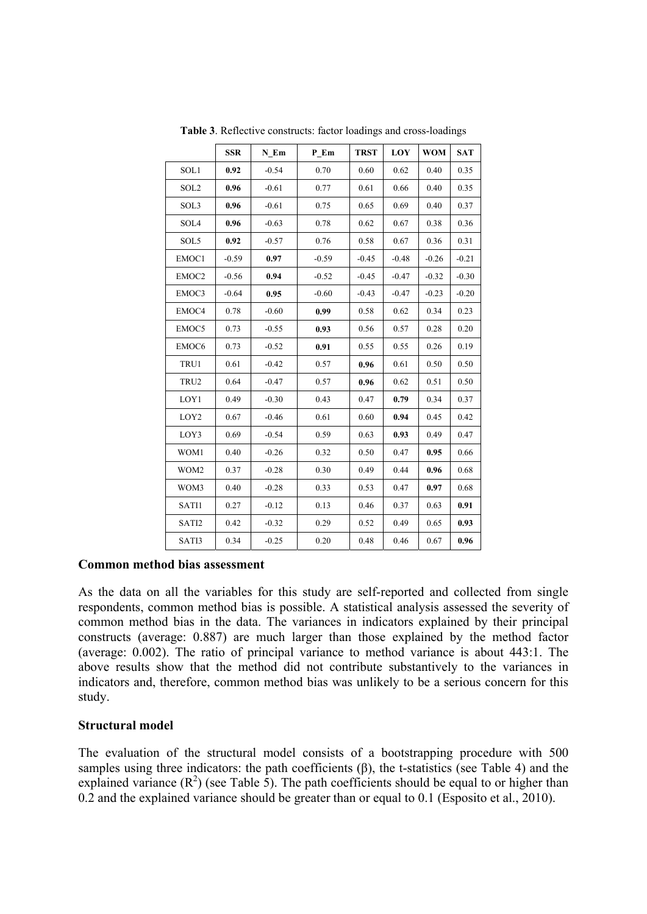**Table 3**. Reflective constructs: factor loadings and cross-loadings

| | SSR | N_Em | P_Em | TRST | LOY | WOM | SAT |
|---|---|---|---|---|---|---|---|
| SOL1 | **0.92** | -0.54 | 0.70 | 0.60 | 0.62 | 0.40 | 0.35 |
| SOL2 | **0.96** | -0.61 | 0.77 | 0.61 | 0.66 | 0.40 | 0.35 |
| SOL3 | **0.96** | -0.61 | 0.75 | 0.65 | 0.69 | 0.40 | 0.37 |
| SOL4 | **0.96** | -0.63 | 0.78 | 0.62 | 0.67 | 0.38 | 0.36 |
| SOL5 | **0.92** | -0.57 | 0.76 | 0.58 | 0.67 | 0.36 | 0.31 |
| EMOC1 | -0.59 | **0.97** | -0.59 | -0.45 | -0.48 | -0.26 | -0.21 |
| EMOC2 | -0.56 | **0.94** | -0.52 | -0.45 | -0.47 | -0.32 | -0.30 |
| EMOC3 | -0.64 | **0.95** | -0.60 | -0.43 | -0.47 | -0.23 | -0.20 |
| EMOC4 | 0.78 | -0.60 | **0.99** | 0.58 | 0.62 | 0.34 | 0.23 |
| EMOC5 | 0.73 | -0.55 | **0.93** | 0.56 | 0.57 | 0.28 | 0.20 |
| EMOC6 | 0.73 | -0.52 | **0.91** | 0.55 | 0.55 | 0.26 | 0.19 |
| TRU1 | 0.61 | -0.42 | 0.57 | **0.96** | 0.61 | 0.50 | 0.50 |
| TRU2 | 0.64 | -0.47 | 0.57 | **0.96** | 0.62 | 0.51 | 0.50 |
| LOY1 | 0.49 | -0.30 | 0.43 | 0.47 | **0.79** | 0.34 | 0.37 |
| LOY2 | 0.67 | -0.46 | 0.61 | 0.60 | **0.94** | 0.45 | 0.42 |
| LOY3 | 0.69 | -0.54 | 0.59 | 0.63 | **0.93** | 0.49 | 0.47 |
| WOM1 | 0.40 | -0.26 | 0.32 | 0.50 | 0.47 | **0.95** | 0.66 |
| WOM2 | 0.37 | -0.28 | 0.30 | 0.49 | 0.44 | **0.96** | 0.68 |
| WOM3 | 0.40 | -0.28 | 0.33 | 0.53 | 0.47 | **0.97** | 0.68 |
| SATI1 | 0.27 | -0.12 | 0.13 | 0.46 | 0.37 | 0.63 | **0.91** |
| SATI2 | 0.42 | -0.32 | 0.29 | 0.52 | 0.49 | 0.65 | **0.93** |
| SATI3 | 0.34 | -0.25 | 0.20 | 0.48 | 0.46 | 0.67 | **0.96** |

## Common method bias assessment

As the data on all the variables for this study are self-reported and collected from single respondents, common method bias is possible. A statistical analysis assessed the severity of common method bias in the data. The variances in indicators explained by their principal constructs (average: 0.887) are much larger than those explained by the method factor (average: 0.002). The ratio of principal variance to method variance is about 443:1. The above results show that the method did not contribute substantively to the variances in indicators and, therefore, common method bias was unlikely to be a serious concern for this study.

## Structural model

The evaluation of the structural model consists of a bootstrapping procedure with 500 samples using three indicators: the path coefficients (β), the t-statistics (see Table 4) and the explained variance ($R^2$) (see Table 5). The path coefficients should be equal to or higher than 0.2 and the explained variance should be greater than or equal to 0.1 (Esposito et al., 2010).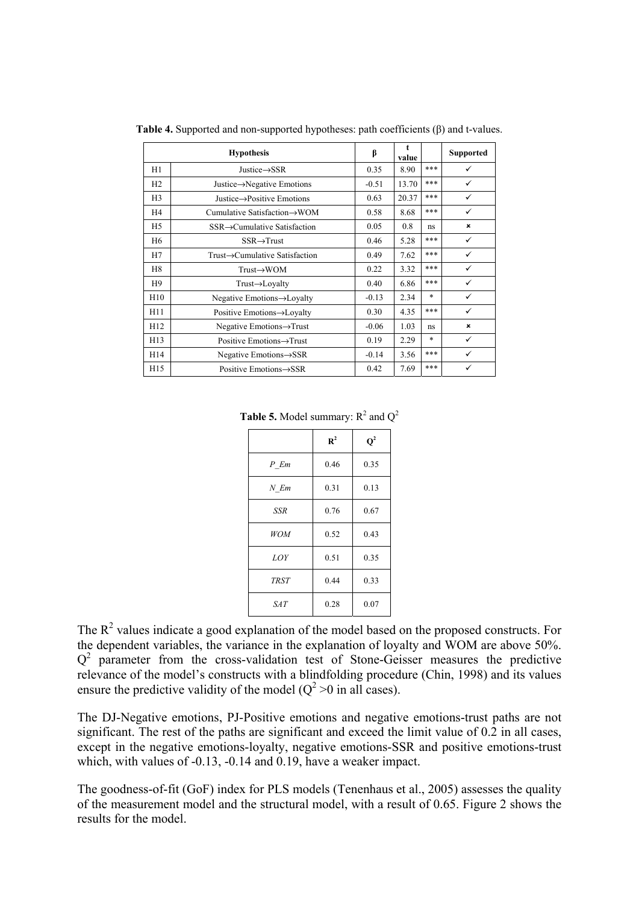**Table 4.** Supported and non-supported hypotheses: path coefficients (β) and t-values.

| Hypothesis | | β | t value | | Supported |
|---|---|---|---|---|---|
| H1 | Justice→SSR | 0.35 | 8.90 | *** | ✓ |
| H2 | Justice→Negative Emotions | -0.51 | 13.70 | *** | ✓ |
| H3 | Justice→Positive Emotions | 0.63 | 20.37 | *** | ✓ |
| H4 | Cumulative Satisfaction→WOM | 0.58 | 8.68 | *** | ✓ |
| H5 | SSR→Cumulative Satisfaction | 0.05 | 0.8 | ns | ✗ |
| H6 | SSR→Trust | 0.46 | 5.28 | *** | ✓ |
| H7 | Trust→Cumulative Satisfaction | 0.49 | 7.62 | *** | ✓ |
| H8 | Trust→WOM | 0.22 | 3.32 | *** | ✓ |
| H9 | Trust→Loyalty | 0.40 | 6.86 | *** | ✓ |
| H10 | Negative Emotions→Loyalty | -0.13 | 2.34 | * | ✓ |
| H11 | Positive Emotions→Loyalty | 0.30 | 4.35 | *** | ✓ |
| H12 | Negative Emotions→Trust | -0.06 | 1.03 | ns | ✗ |
| H13 | Positive Emotions→Trust | 0.19 | 2.29 | * | ✓ |
| H14 | Negative Emotions→SSR | -0.14 | 3.56 | *** | ✓ |
| H15 | Positive Emotions→SSR | 0.42 | 7.69 | *** | ✓ |

**Table 5.** Model summary: $R^2$ and $Q^2$

| | $R^2$ | $Q^2$ |
|---|---|---|
| *P_Em* | 0.46 | 0.35 |
| *N_Em* | 0.31 | 0.13 |
| *SSR* | 0.76 | 0.67 |
| *WOM* | 0.52 | 0.43 |
| *LOY* | 0.51 | 0.35 |
| *TRST* | 0.44 | 0.33 |
| *SAT* | 0.28 | 0.07 |

The $R^2$ values indicate a good explanation of the model based on the proposed constructs. For the dependent variables, the variance in the explanation of loyalty and WOM are above 50%. $Q^2$ parameter from the cross-validation test of Stone-Geisser measures the predictive relevance of the model's constructs with a blindfolding procedure (Chin, 1998) and its values ensure the predictive validity of the model ($Q^2 > 0$ in all cases).

The DJ-Negative emotions, PJ-Positive emotions and negative emotions-trust paths are not significant. The rest of the paths are significant and exceed the limit value of 0.2 in all cases, except in the negative emotions-loyalty, negative emotions-SSR and positive emotions-trust which, with values of -0.13, -0.14 and 0.19, have a weaker impact.

The goodness-of-fit (GoF) index for PLS models (Tenenhaus et al., 2005) assesses the quality of the measurement model and the structural model, with a result of 0.65. Figure 2 shows the results for the model.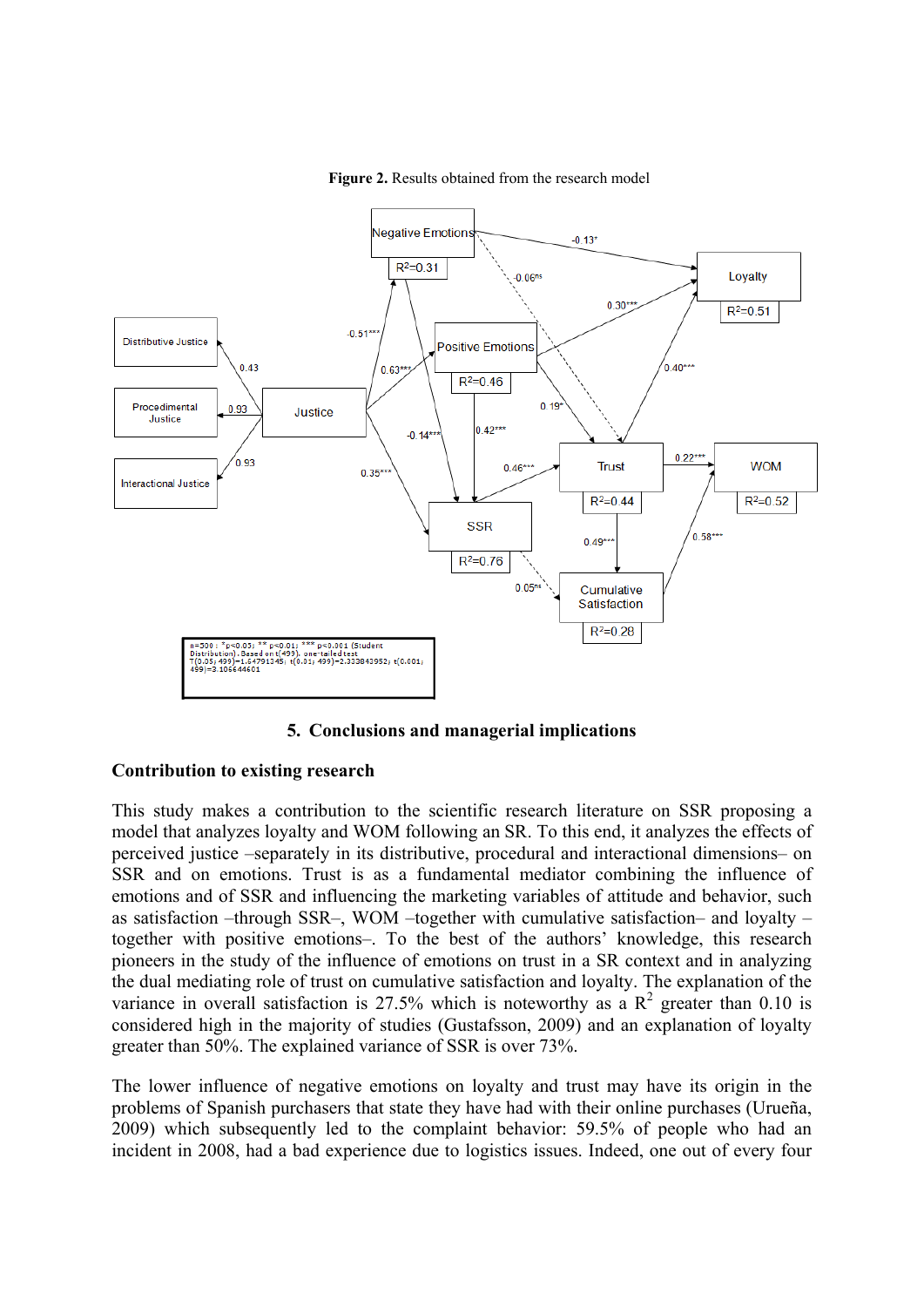**Figure 2.** Results obtained from the research model

## 5. Conclusions and managerial implications

### Contribution to existing research

This study makes a contribution to the scientific research literature on SSR proposing a model that analyzes loyalty and WOM following an SR. To this end, it analyzes the effects of perceived justice –separately in its distributive, procedural and interactional dimensions– on SSR and on emotions. Trust is as a fundamental mediator combining the influence of emotions and of SSR and influencing the marketing variables of attitude and behavior, such as satisfaction –through SSR–, WOM –together with cumulative satisfaction– and loyalty –together with positive emotions–. To the best of the authors' knowledge, this research pioneers in the study of the influence of emotions on trust in a SR context and in analyzing the dual mediating role of trust on cumulative satisfaction and loyalty. The explanation of the variance in overall satisfaction is 27.5% which is noteworthy as a $R^2$ greater than 0.10 is considered high in the majority of studies (Gustafsson, 2009) and an explanation of loyalty greater than 50%. The explained variance of SSR is over 73%.

The lower influence of negative emotions on loyalty and trust may have its origin in the problems of Spanish purchasers that state they have had with their online purchases (Urueña, 2009) which subsequently led to the complaint behavior: 59.5% of people who had an incident in 2008, had a bad experience due to logistics issues. Indeed, one out of every four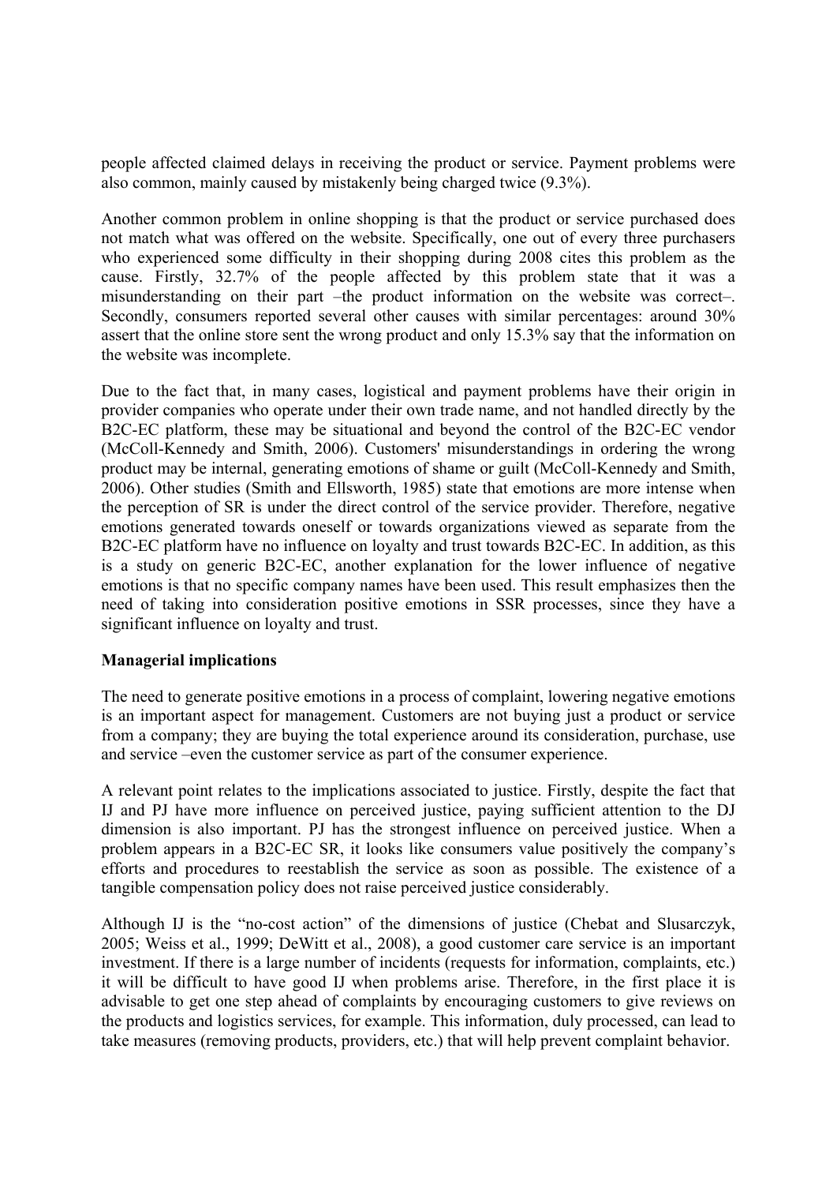people affected claimed delays in receiving the product or service. Payment problems were also common, mainly caused by mistakenly being charged twice (9.3%).

Another common problem in online shopping is that the product or service purchased does not match what was offered on the website. Specifically, one out of every three purchasers who experienced some difficulty in their shopping during 2008 cites this problem as the cause. Firstly, 32.7% of the people affected by this problem state that it was a misunderstanding on their part –the product information on the website was correct–. Secondly, consumers reported several other causes with similar percentages: around 30% assert that the online store sent the wrong product and only 15.3% say that the information on the website was incomplete.

Due to the fact that, in many cases, logistical and payment problems have their origin in provider companies who operate under their own trade name, and not handled directly by the B2C-EC platform, these may be situational and beyond the control of the B2C-EC vendor (McColl-Kennedy and Smith, 2006). Customers' misunderstandings in ordering the wrong product may be internal, generating emotions of shame or guilt (McColl-Kennedy and Smith, 2006). Other studies (Smith and Ellsworth, 1985) state that emotions are more intense when the perception of SR is under the direct control of the service provider. Therefore, negative emotions generated towards oneself or towards organizations viewed as separate from the B2C-EC platform have no influence on loyalty and trust towards B2C-EC. In addition, as this is a study on generic B2C-EC, another explanation for the lower influence of negative emotions is that no specific company names have been used. This result emphasizes then the need of taking into consideration positive emotions in SSR processes, since they have a significant influence on loyalty and trust.

**Managerial implications**

The need to generate positive emotions in a process of complaint, lowering negative emotions is an important aspect for management. Customers are not buying just a product or service from a company; they are buying the total experience around its consideration, purchase, use and service –even the customer service as part of the consumer experience.

A relevant point relates to the implications associated to justice. Firstly, despite the fact that IJ and PJ have more influence on perceived justice, paying sufficient attention to the DJ dimension is also important. PJ has the strongest influence on perceived justice. When a problem appears in a B2C-EC SR, it looks like consumers value positively the company's efforts and procedures to reestablish the service as soon as possible. The existence of a tangible compensation policy does not raise perceived justice considerably.

Although IJ is the "no-cost action" of the dimensions of justice (Chebat and Slusarczyk, 2005; Weiss et al., 1999; DeWitt et al., 2008), a good customer care service is an important investment. If there is a large number of incidents (requests for information, complaints, etc.) it will be difficult to have good IJ when problems arise. Therefore, in the first place it is advisable to get one step ahead of complaints by encouraging customers to give reviews on the products and logistics services, for example. This information, duly processed, can lead to take measures (removing products, providers, etc.) that will help prevent complaint behavior.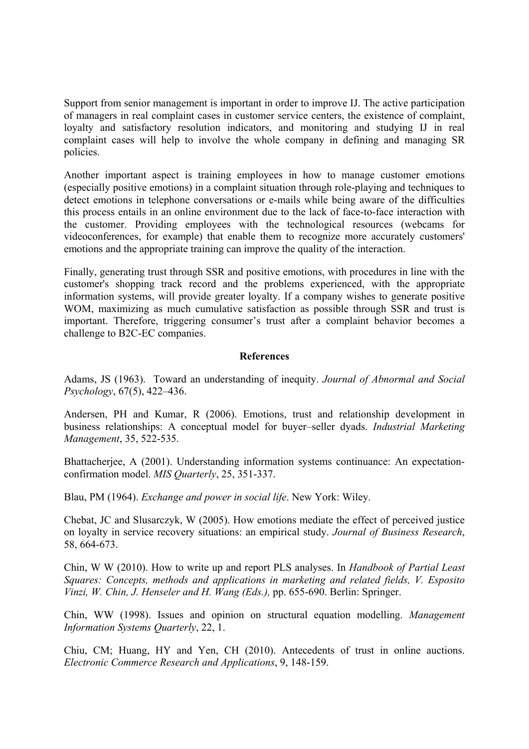Support from senior management is important in order to improve IJ. The active participation of managers in real complaint cases in customer service centers, the existence of complaint, loyalty and satisfactory resolution indicators, and monitoring and studying IJ in real complaint cases will help to involve the whole company in defining and managing SR policies.

Another important aspect is training employees in how to manage customer emotions (especially positive emotions) in a complaint situation through role-playing and techniques to detect emotions in telephone conversations or e-mails while being aware of the difficulties this process entails in an online environment due to the lack of face-to-face interaction with the customer. Providing employees with the technological resources (webcams for videoconferences, for example) that enable them to recognize more accurately customers' emotions and the appropriate training can improve the quality of the interaction.

Finally, generating trust through SSR and positive emotions, with procedures in line with the customer's shopping track record and the problems experienced, with the appropriate information systems, will provide greater loyalty. If a company wishes to generate positive WOM, maximizing as much cumulative satisfaction as possible through SSR and trust is important. Therefore, triggering consumer's trust after a complaint behavior becomes a challenge to B2C-EC companies.

## References

Adams, JS (1963). Toward an understanding of inequity. *Journal of Abnormal and Social Psychology*, 67(5), 422–436.

Andersen, PH and Kumar, R (2006). Emotions, trust and relationship development in business relationships: A conceptual model for buyer–seller dyads. *Industrial Marketing Management*, 35, 522-535.

Bhattacherjee, A (2001). Understanding information systems continuance: An expectation-confirmation model. *MIS Quarterly*, 25, 351-337.

Blau, PM (1964). *Exchange and power in social life*. New York: Wiley.

Chebat, JC and Slusarczyk, W (2005). How emotions mediate the effect of perceived justice on loyalty in service recovery situations: an empirical study. *Journal of Business Research*, 58, 664-673.

Chin, W W (2010). How to write up and report PLS analyses. In *Handbook of Partial Least Squares: Concepts, methods and applications in marketing and related fields, V. Esposito Vinzi, W. Chin, J. Henseler and H. Wang (Eds.),* pp. 655-690. Berlin: Springer.

Chin, WW (1998). Issues and opinion on structural equation modelling. *Management Information Systems Quarterly*, 22, 1.

Chiu, CM; Huang, HY and Yen, CH (2010). Antecedents of trust in online auctions. *Electronic Commerce Research and Applications*, 9, 148-159.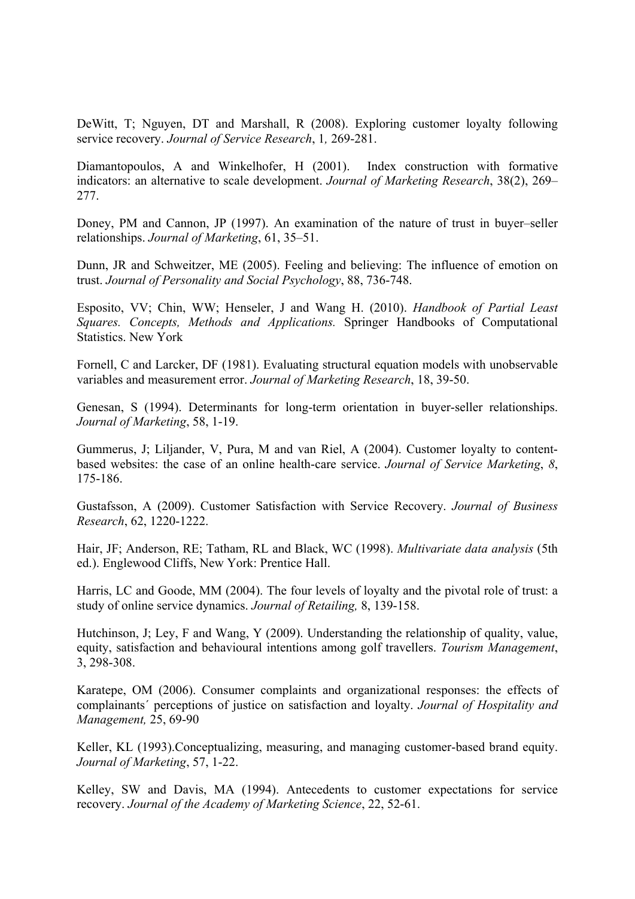DeWitt, T; Nguyen, DT and Marshall, R (2008). Exploring customer loyalty following service recovery. *Journal of Service Research*, 1*,* 269-281.

Diamantopoulos, A and Winkelhofer, H (2001). Index construction with formative indicators: an alternative to scale development. *Journal of Marketing Research*, 38(2), 269–277.

Doney, PM and Cannon, JP (1997). An examination of the nature of trust in buyer–seller relationships. *Journal of Marketing*, 61, 35–51.

Dunn, JR and Schweitzer, ME (2005). Feeling and believing: The influence of emotion on trust. *Journal of Personality and Social Psychology*, 88, 736-748.

Esposito, VV; Chin, WW; Henseler, J and Wang H. (2010). *Handbook of Partial Least Squares. Concepts, Methods and Applications.* Springer Handbooks of Computational Statistics. New York

Fornell, C and Larcker, DF (1981). Evaluating structural equation models with unobservable variables and measurement error. *Journal of Marketing Research*, 18, 39-50.

Genesan, S (1994). Determinants for long-term orientation in buyer-seller relationships. *Journal of Marketing*, 58, 1-19.

Gummerus, J; Liljander, V, Pura, M and van Riel, A (2004). Customer loyalty to content-based websites: the case of an online health-care service. *Journal of Service Marketing*, *8*, 175-186.

Gustafsson, A (2009). Customer Satisfaction with Service Recovery. *Journal of Business Research*, 62, 1220-1222.

Hair, JF; Anderson, RE; Tatham, RL and Black, WC (1998). *Multivariate data analysis* (5th ed.). Englewood Cliffs, New York: Prentice Hall.

Harris, LC and Goode, MM (2004). The four levels of loyalty and the pivotal role of trust: a study of online service dynamics. *Journal of Retailing,* 8, 139-158.

Hutchinson, J; Ley, F and Wang, Y (2009). Understanding the relationship of quality, value, equity, satisfaction and behavioural intentions among golf travellers. *Tourism Management*, 3, 298-308.

Karatepe, OM (2006). Consumer complaints and organizational responses: the effects of complainants´ perceptions of justice on satisfaction and loyalty. *Journal of Hospitality and Management,* 25, 69-90

Keller, KL (1993).Conceptualizing, measuring, and managing customer-based brand equity. *Journal of Marketing*, 57, 1-22.

Kelley, SW and Davis, MA (1994). Antecedents to customer expectations for service recovery. *Journal of the Academy of Marketing Science*, 22, 52-61.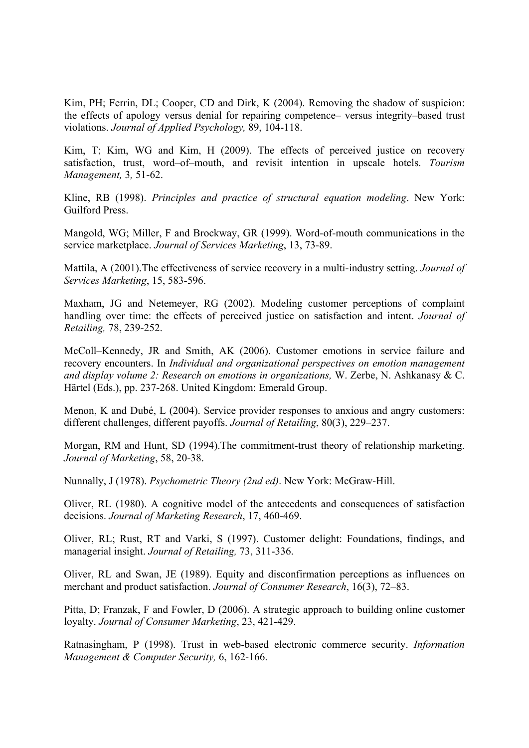Kim, PH; Ferrin, DL; Cooper, CD and Dirk, K (2004). Removing the shadow of suspicion: the effects of apology versus denial for repairing competence– versus integrity–based trust violations. *Journal of Applied Psychology,* 89, 104-118.

Kim, T; Kim, WG and Kim, H (2009). The effects of perceived justice on recovery satisfaction, trust, word–of–mouth, and revisit intention in upscale hotels. *Tourism Management,* 3*,* 51-62.

Kline, RB (1998). *Principles and practice of structural equation modeling*. New York: Guilford Press.

Mangold, WG; Miller, F and Brockway, GR (1999). Word-of-mouth communications in the service marketplace. *Journal of Services Marketing*, 13, 73-89.

Mattila, A (2001).The effectiveness of service recovery in a multi-industry setting. *Journal of Services Marketing*, 15, 583-596.

Maxham, JG and Netemeyer, RG (2002). Modeling customer perceptions of complaint handling over time: the effects of perceived justice on satisfaction and intent. *Journal of Retailing,* 78, 239-252.

McColl–Kennedy, JR and Smith, AK (2006). Customer emotions in service failure and recovery encounters. In *Individual and organizational perspectives on emotion management and display volume 2: Research on emotions in organizations,* W. Zerbe, N. Ashkanasy & C. Härtel (Eds.), pp. 237-268. United Kingdom: Emerald Group.

Menon, K and Dubé, L (2004). Service provider responses to anxious and angry customers: different challenges, different payoffs. *Journal of Retailing*, 80(3), 229–237.

Morgan, RM and Hunt, SD (1994).The commitment-trust theory of relationship marketing. *Journal of Marketing*, 58, 20-38.

Nunnally, J (1978). *Psychometric Theory (2nd ed)*. New York: McGraw-Hill.

Oliver, RL (1980). A cognitive model of the antecedents and consequences of satisfaction decisions. *Journal of Marketing Research*, 17, 460-469.

Oliver, RL; Rust, RT and Varki, S (1997). Customer delight: Foundations, findings, and managerial insight. *Journal of Retailing,* 73, 311-336.

Oliver, RL and Swan, JE (1989). Equity and disconfirmation perceptions as influences on merchant and product satisfaction. *Journal of Consumer Research*, 16(3), 72–83.

Pitta, D; Franzak, F and Fowler, D (2006). A strategic approach to building online customer loyalty. *Journal of Consumer Marketing*, 23, 421-429.

Ratnasingham, P (1998). Trust in web-based electronic commerce security. *Information Management & Computer Security,* 6, 162-166.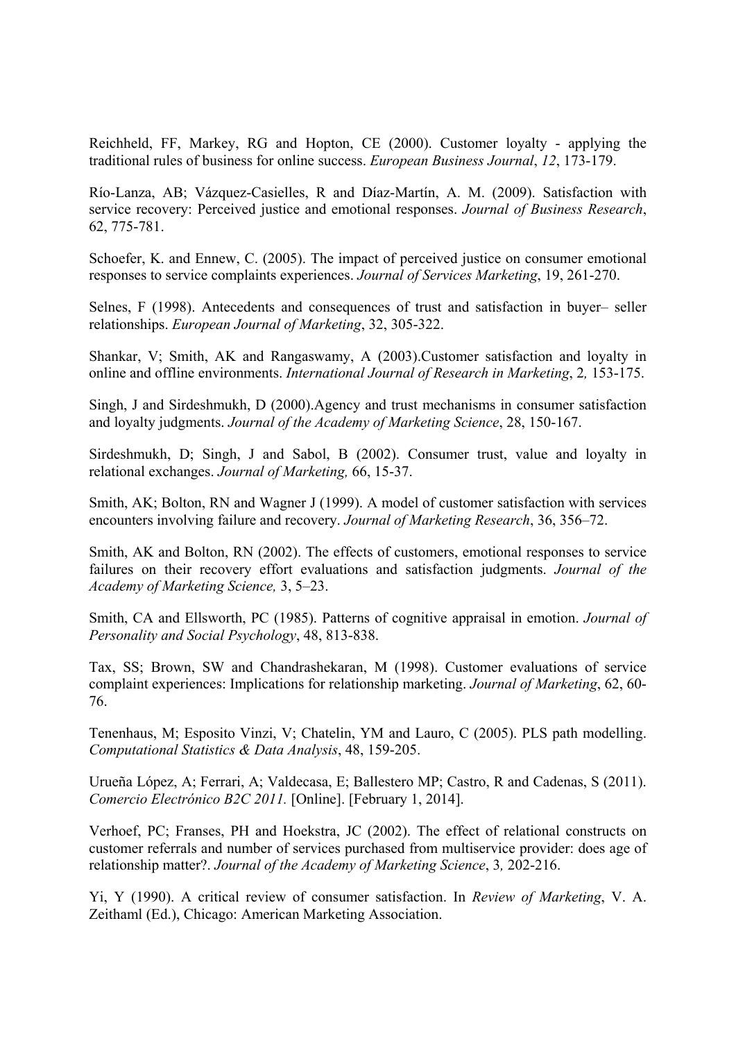Reichheld, FF, Markey, RG and Hopton, CE (2000). Customer loyalty - applying the traditional rules of business for online success. *European Business Journal*, *12*, 173-179.

Río-Lanza, AB; Vázquez-Casielles, R and Díaz-Martín, A. M. (2009). Satisfaction with service recovery: Perceived justice and emotional responses. *Journal of Business Research*, 62, 775-781.

Schoefer, K. and Ennew, C. (2005). The impact of perceived justice on consumer emotional responses to service complaints experiences. *Journal of Services Marketing*, 19, 261-270.

Selnes, F (1998). Antecedents and consequences of trust and satisfaction in buyer– seller relationships. *European Journal of Marketing*, 32, 305-322.

Shankar, V; Smith, AK and Rangaswamy, A (2003).Customer satisfaction and loyalty in online and offline environments. *International Journal of Research in Marketing*, 2*,* 153-175.

Singh, J and Sirdeshmukh, D (2000).Agency and trust mechanisms in consumer satisfaction and loyalty judgments. *Journal of the Academy of Marketing Science*, 28, 150-167.

Sirdeshmukh, D; Singh, J and Sabol, B (2002). Consumer trust, value and loyalty in relational exchanges. *Journal of Marketing,* 66, 15-37.

Smith, AK; Bolton, RN and Wagner J (1999). A model of customer satisfaction with services encounters involving failure and recovery. *Journal of Marketing Research*, 36, 356–72.

Smith, AK and Bolton, RN (2002). The effects of customers, emotional responses to service failures on their recovery effort evaluations and satisfaction judgments. *Journal of the Academy of Marketing Science,* 3, 5–23.

Smith, CA and Ellsworth, PC (1985). Patterns of cognitive appraisal in emotion. *Journal of Personality and Social Psychology*, 48, 813-838.

Tax, SS; Brown, SW and Chandrashekaran, M (1998). Customer evaluations of service complaint experiences: Implications for relationship marketing. *Journal of Marketing*, 62, 60-76.

Tenenhaus, M; Esposito Vinzi, V; Chatelin, YM and Lauro, C (2005). PLS path modelling. *Computational Statistics & Data Analysis*, 48, 159-205.

Urueña López, A; Ferrari, A; Valdecasa, E; Ballestero MP; Castro, R and Cadenas, S (2011). *Comercio Electrónico B2C 2011.* [Online]. [February 1, 2014].

Verhoef, PC; Franses, PH and Hoekstra, JC (2002). The effect of relational constructs on customer referrals and number of services purchased from multiservice provider: does age of relationship matter?. *Journal of the Academy of Marketing Science*, 3*,* 202-216.

Yi, Y (1990). A critical review of consumer satisfaction. In *Review of Marketing*, V. A. Zeithaml (Ed.), Chicago: American Marketing Association.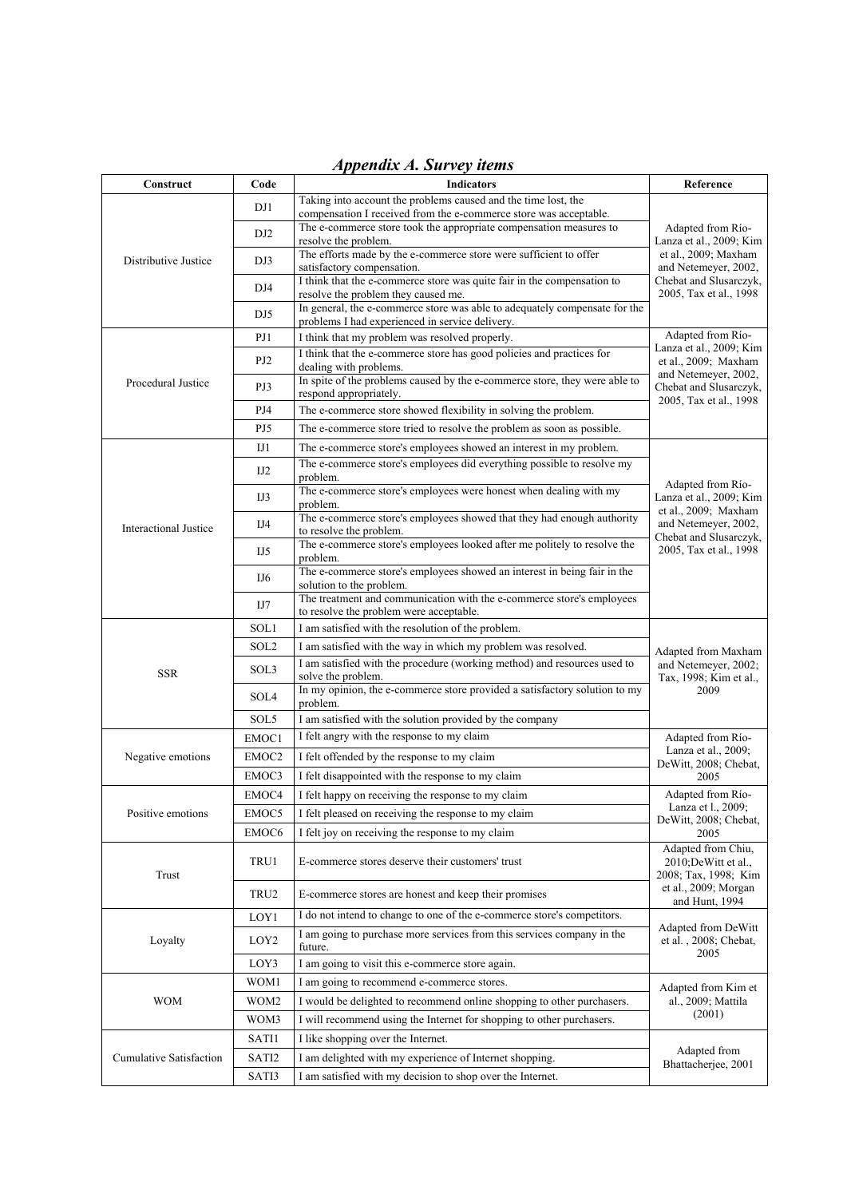## *Appendix A. Survey items*

| Construct | Code | Indicators | Reference |
|---|---|---|---|
| Distributive Justice | DJ1 | Taking into account the problems caused and the time lost, the compensation I received from the e-commerce store was acceptable. | Adapted from Río-Lanza et al., 2009; Kim et al., 2009; Maxham and Netemeyer, 2002, Chebat and Slusarczyk, 2005, Tax et al., 1998 |
| | DJ2 | The e-commerce store took the appropriate compensation measures to resolve the problem. | |
| | DJ3 | The efforts made by the e-commerce store were sufficient to offer satisfactory compensation. | |
| | DJ4 | I think that the e-commerce store was quite fair in the compensation to resolve the problem they caused me. | |
| | DJ5 | In general, the e-commerce store was able to adequately compensate for the problems I had experienced in service delivery. | |
| Procedural Justice | PJ1 | I think that my problem was resolved properly. | Adapted from Río-Lanza et al., 2009; Kim et al., 2009; Maxham and Netemeyer, 2002, Chebat and Slusarczyk, 2005, Tax et al., 1998 |
| | PJ2 | I think that the e-commerce store has good policies and practices for dealing with problems. | |
| | PJ3 | In spite of the problems caused by the e-commerce store, they were able to respond appropriately. | |
| | PJ4 | The e-commerce store showed flexibility in solving the problem. | |
| | PJ5 | The e-commerce store tried to resolve the problem as soon as possible. | |
| Interactional Justice | IJ1 | The e-commerce store's employees showed an interest in my problem. | Adapted from Río-Lanza et al., 2009; Kim et al., 2009; Maxham and Netemeyer, 2002, Chebat and Slusarczyk, 2005, Tax et al., 1998 |
| | IJ2 | The e-commerce store's employees did everything possible to resolve my problem. | |
| | IJ3 | The e-commerce store's employees were honest when dealing with my problem. | |
| | IJ4 | The e-commerce store's employees showed that they had enough authority to resolve the problem. | |
| | IJ5 | The e-commerce store's employees looked after me politely to resolve the problem. | |
| | IJ6 | The e-commerce store's employees showed an interest in being fair in the solution to the problem. | |
| | IJ7 | The treatment and communication with the e-commerce store's employees to resolve the problem were acceptable. | |
| SSR | SOL1 | I am satisfied with the resolution of the problem. | Adapted from Maxham and Netemeyer, 2002; Tax, 1998; Kim et al., 2009 |
| | SOL2 | I am satisfied with the way in which my problem was resolved. | |
| | SOL3 | I am satisfied with the procedure (working method) and resources used to solve the problem. | |
| | SOL4 | In my opinion, the e-commerce store provided a satisfactory solution to my problem. | |
| | SOL5 | I am satisfied with the solution provided by the company | |
| Negative emotions | EMOC1 | I felt angry with the response to my claim | Adapted from Río-Lanza et al., 2009; DeWitt, 2008; Chebat, 2005 |
| | EMOC2 | I felt offended by the response to my claim | |
| | EMOC3 | I felt disappointed with the response to my claim | |
| Positive emotions | EMOC4 | I felt happy on receiving the response to my claim | Adapted from Río-Lanza et l., 2009; DeWitt, 2008; Chebat, 2005 |
| | EMOC5 | I felt pleased on receiving the response to my claim | |
| | EMOC6 | I felt joy on receiving the response to my claim | |
| Trust | TRU1 | E-commerce stores deserve their customers' trust | Adapted from Chiu, 2010;DeWitt et al., 2008; Tax, 1998; Kim et al., 2009; Morgan and Hunt, 1994 |
| | TRU2 | E-commerce stores are honest and keep their promises | |
| Loyalty | LOY1 | I do not intend to change to one of the e-commerce store's competitors. | Adapted from DeWitt et al. , 2008; Chebat, 2005 |
| | LOY2 | I am going to purchase more services from this services company in the future. | |
| | LOY3 | I am going to visit this e-commerce store again. | |
| WOM | WOM1 | I am going to recommend e-commerce stores. | Adapted from Kim et al., 2009; Mattila (2001) |
| | WOM2 | I would be delighted to recommend online shopping to other purchasers. | |
| | WOM3 | I will recommend using the Internet for shopping to other purchasers. | |
| Cumulative Satisfaction | SATI1 | I like shopping over the Internet. | Adapted from Bhattacherjee, 2001 |
| | SATI2 | I am delighted with my experience of Internet shopping. | |
| | SATI3 | I am satisfied with my decision to shop over the Internet. | |